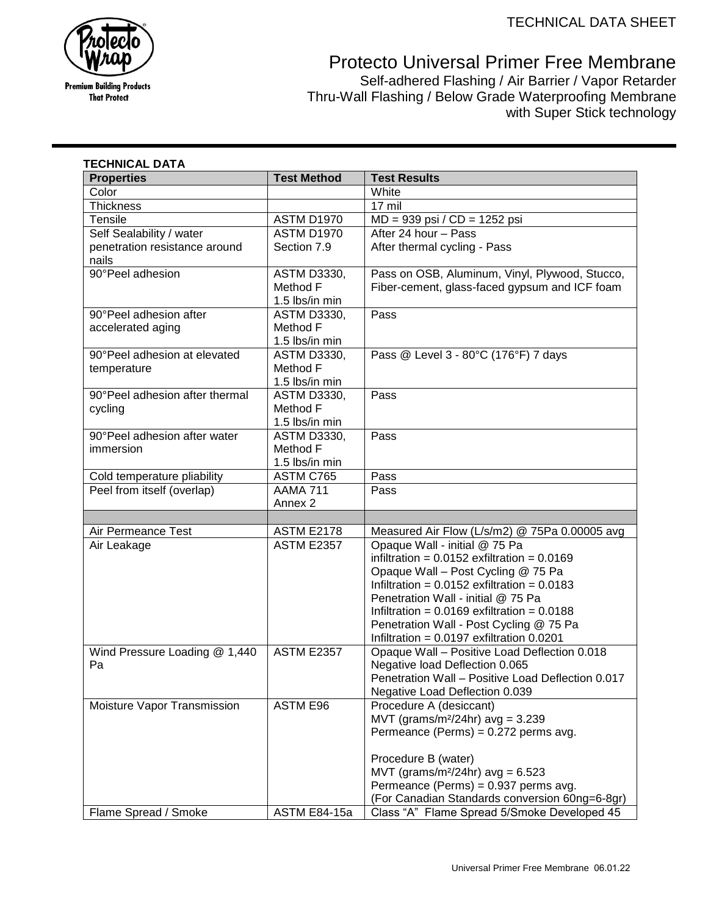TECHNICAL DATA SHEET

Premium Building Products That Protect

# Protecto Universal Primer Free Membrane

Self-adhered Flashing / Air Barrier / Vapor Retarder
Thru-Wall Flashing / Below Grade Waterproofing Membrane
with Super Stick technology

**TECHNICAL DATA**

| Properties | Test Method | Test Results |
|---|---|---|
| Color | | White |
| Thickness | | 17 mil |
| Tensile | ASTM D1970 | MD = 939 psi / CD = 1252 psi |
| Self Sealability / water penetration resistance around nails | ASTM D1970 Section 7.9 | After 24 hour – Pass<br>After thermal cycling - Pass |
| 90°Peel adhesion | ASTM D3330, Method F 1.5 lbs/in min | Pass on OSB, Aluminum, Vinyl, Plywood, Stucco, Fiber-cement, glass-faced gypsum and ICF foam |
| 90°Peel adhesion after accelerated aging | ASTM D3330, Method F 1.5 lbs/in min | Pass |
| 90°Peel adhesion at elevated temperature | ASTM D3330, Method F 1.5 lbs/in min | Pass @ Level 3 - 80°C (176°F) 7 days |
| 90°Peel adhesion after thermal cycling | ASTM D3330, Method F 1.5 lbs/in min | Pass |
| 90°Peel adhesion after water immersion | ASTM D3330, Method F 1.5 lbs/in min | Pass |
| Cold temperature pliability | ASTM C765 | Pass |
| Peel from itself (overlap) | AAMA 711 Annex 2 | Pass |
| | | |
| Air Permeance Test | ASTM E2178 | Measured Air Flow (L/s/m2) @ 75Pa 0.00005 avg |
| Air Leakage | ASTM E2357 | Opaque Wall - initial @ 75 Pa<br>infiltration = 0.0152 exfiltration = 0.0169<br>Opaque Wall – Post Cycling @ 75 Pa<br>Infiltration = 0.0152 exfiltration = 0.0183<br>Penetration Wall - initial @ 75 Pa<br>Infiltration = 0.0169 exfiltration = 0.0188<br>Penetration Wall - Post Cycling @ 75 Pa<br>Infiltration = 0.0197 exfiltration 0.0201 |
| Wind Pressure Loading @ 1,440 Pa | ASTM E2357 | Opaque Wall – Positive Load Deflection 0.018<br>Negative load Deflection 0.065<br>Penetration Wall – Positive Load Deflection 0.017<br>Negative Load Deflection 0.039 |
| Moisture Vapor Transmission | ASTM E96 | Procedure A (desiccant)<br>MVT (grams/m²/24hr) avg = 3.239<br>Permeance (Perms) = 0.272 perms avg.<br><br>Procedure B (water)<br>MVT (grams/m²/24hr) avg = 6.523<br>Permeance (Perms) = 0.937 perms avg.<br>(For Canadian Standards conversion 60ng=6-8gr) |
| Flame Spread / Smoke | ASTM E84-15a | Class "A" Flame Spread 5/Smoke Developed 45 |

Universal Primer Free Membrane 06.01.22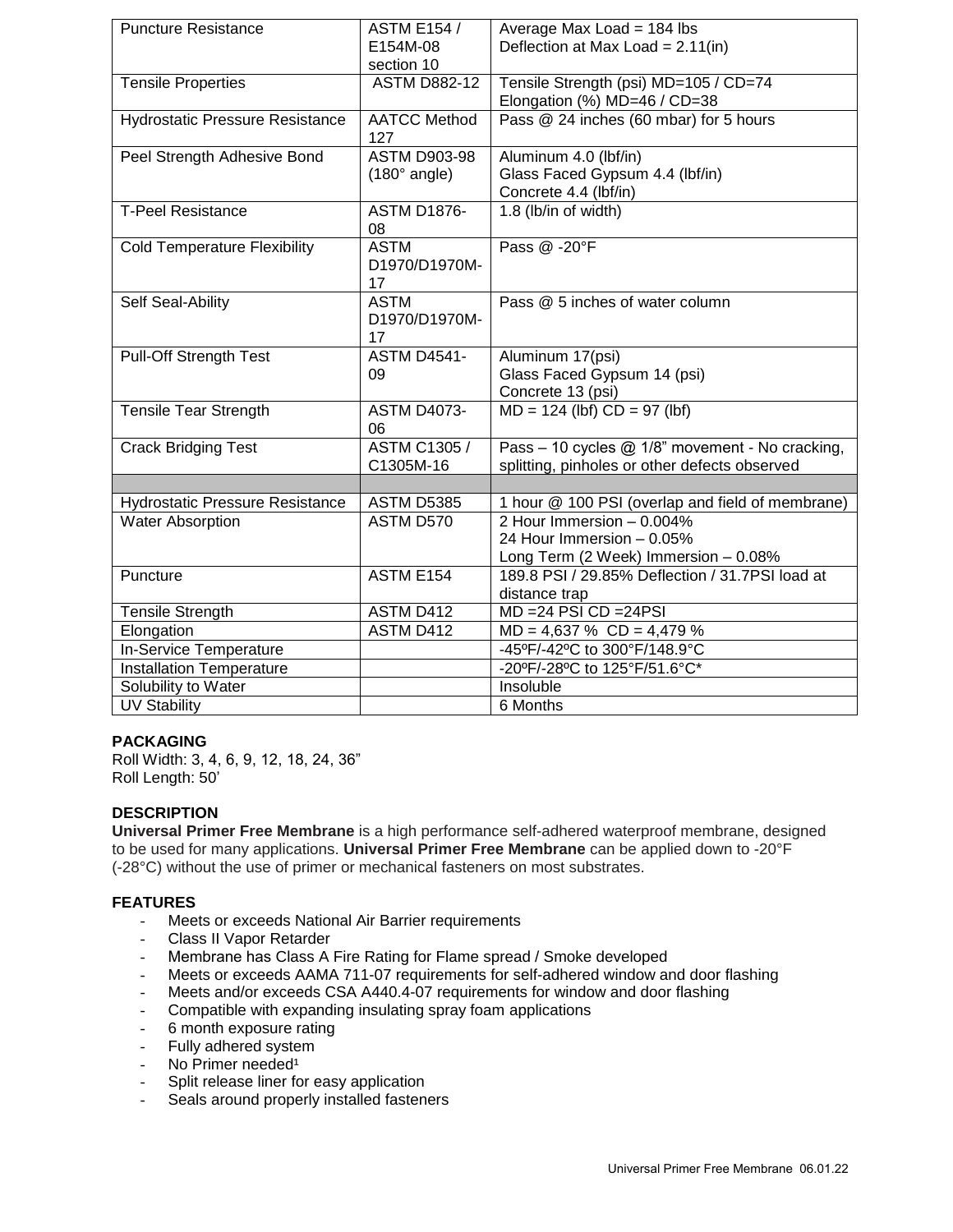| Puncture Resistance | ASTM E154 / E154M-08 section 10 | Average Max Load = 184 lbs<br>Deflection at Max Load = 2.11(in) |
|---|---|---|
| Tensile Properties | ASTM D882-12 | Tensile Strength (psi) MD=105 / CD=74<br>Elongation (%) MD=46 / CD=38 |
| Hydrostatic Pressure Resistance | AATCC Method 127 | Pass @ 24 inches (60 mbar) for 5 hours |
| Peel Strength Adhesive Bond | ASTM D903-98 (180° angle) | Aluminum 4.0 (lbf/in)<br>Glass Faced Gypsum 4.4 (lbf/in)<br>Concrete 4.4 (lbf/in) |
| T-Peel Resistance | ASTM D1876-08 | 1.8 (lb/in of width) |
| Cold Temperature Flexibility | ASTM D1970/D1970M-17 | Pass @ -20°F |
| Self Seal-Ability | ASTM D1970/D1970M-17 | Pass @ 5 inches of water column |
| Pull-Off Strength Test | ASTM D4541-09 | Aluminum 17(psi)<br>Glass Faced Gypsum 14 (psi)<br>Concrete 13 (psi) |
| Tensile Tear Strength | ASTM D4073-06 | MD = 124 (lbf) CD = 97 (lbf) |
| Crack Bridging Test | ASTM C1305 / C1305M-16 | Pass – 10 cycles @ 1/8" movement - No cracking, splitting, pinholes or other defects observed |
| | | |
| Hydrostatic Pressure Resistance | ASTM D5385 | 1 hour @ 100 PSI (overlap and field of membrane) |
| Water Absorption | ASTM D570 | 2 Hour Immersion – 0.004%<br>24 Hour Immersion – 0.05%<br>Long Term (2 Week) Immersion – 0.08% |
| Puncture | ASTM E154 | 189.8 PSI / 29.85% Deflection / 31.7PSI load at distance trap |
| Tensile Strength | ASTM D412 | MD =24 PSI CD =24PSI |
| Elongation | ASTM D412 | MD = 4,637 % CD = 4,479 % |
| In-Service Temperature | | -45ºF/-42ºC to 300°F/148.9°C |
| Installation Temperature | | -20ºF/-28ºC to 125°F/51.6°C* |
| Solubility to Water | | Insoluble |
| UV Stability | | 6 Months |

**PACKAGING**
Roll Width: 3, 4, 6, 9, 12, 18, 24, 36"
Roll Length: 50'

**DESCRIPTION**
**Universal Primer Free Membrane** is a high performance self-adhered waterproof membrane, designed to be used for many applications. **Universal Primer Free Membrane** can be applied down to -20°F (-28°C) without the use of primer or mechanical fasteners on most substrates.

**FEATURES**
- Meets or exceeds National Air Barrier requirements
- Class II Vapor Retarder
- Membrane has Class A Fire Rating for Flame spread / Smoke developed
- Meets or exceeds AAMA 711-07 requirements for self-adhered window and door flashing
- Meets and/or exceeds CSA A440.4-07 requirements for window and door flashing
- Compatible with expanding insulating spray foam applications
- 6 month exposure rating
- Fully adhered system
- No Primer needed[1]
- Split release liner for easy application
- Seals around properly installed fasteners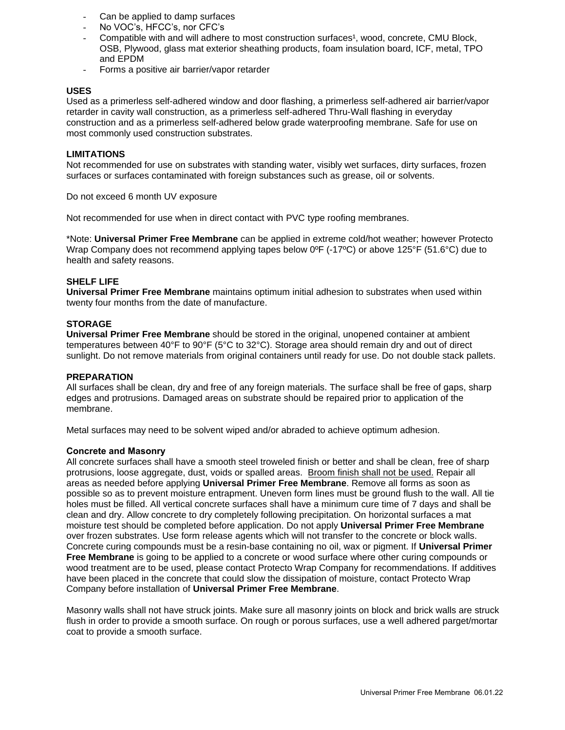- Can be applied to damp surfaces
- No VOC's, HFCC's, nor CFC's
- Compatible with and will adhere to most construction surfaces[1], wood, concrete, CMU Block, OSB, Plywood, glass mat exterior sheathing products, foam insulation board, ICF, metal, TPO and EPDM
- Forms a positive air barrier/vapor retarder

**USES**

Used as a primerless self-adhered window and door flashing, a primerless self-adhered air barrier/vapor retarder in cavity wall construction, as a primerless self-adhered Thru-Wall flashing in everyday construction and as a primerless self-adhered below grade waterproofing membrane. Safe for use on most commonly used construction substrates.

**LIMITATIONS**

Not recommended for use on substrates with standing water, visibly wet surfaces, dirty surfaces, frozen surfaces or surfaces contaminated with foreign substances such as grease, oil or solvents.

Do not exceed 6 month UV exposure

Not recommended for use when in direct contact with PVC type roofing membranes.

*Note: **Universal Primer Free Membrane** can be applied in extreme cold/hot weather; however Protecto Wrap Company does not recommend applying tapes below 0ºF (-17ºC) or above 125°F (51.6°C) due to health and safety reasons.

**SHELF LIFE**

**Universal Primer Free Membrane** maintains optimum initial adhesion to substrates when used within twenty four months from the date of manufacture.

**STORAGE**

**Universal Primer Free Membrane** should be stored in the original, unopened container at ambient temperatures between 40°F to 90°F (5°C to 32°C). Storage area should remain dry and out of direct sunlight. Do not remove materials from original containers until ready for use. Do not double stack pallets.

**PREPARATION**

All surfaces shall be clean, dry and free of any foreign materials. The surface shall be free of gaps, sharp edges and protrusions. Damaged areas on substrate should be repaired prior to application of the membrane.

Metal surfaces may need to be solvent wiped and/or abraded to achieve optimum adhesion.

**Concrete and Masonry**

All concrete surfaces shall have a smooth steel troweled finish or better and shall be clean, free of sharp protrusions, loose aggregate, dust, voids or spalled areas. Broom finish shall not be used. Repair all areas as needed before applying **Universal Primer Free Membrane**. Remove all forms as soon as possible so as to prevent moisture entrapment. Uneven form lines must be ground flush to the wall. All tie holes must be filled. All vertical concrete surfaces shall have a minimum cure time of 7 days and shall be clean and dry. Allow concrete to dry completely following precipitation. On horizontal surfaces a mat moisture test should be completed before application. Do not apply **Universal Primer Free Membrane** over frozen substrates. Use form release agents which will not transfer to the concrete or block walls. Concrete curing compounds must be a resin-base containing no oil, wax or pigment. If **Universal Primer Free Membrane** is going to be applied to a concrete or wood surface where other curing compounds or wood treatment are to be used, please contact Protecto Wrap Company for recommendations. If additives have been placed in the concrete that could slow the dissipation of moisture, contact Protecto Wrap Company before installation of **Universal Primer Free Membrane**.

Masonry walls shall not have struck joints. Make sure all masonry joints on block and brick walls are struck flush in order to provide a smooth surface. On rough or porous surfaces, use a well adhered parget/mortar coat to provide a smooth surface.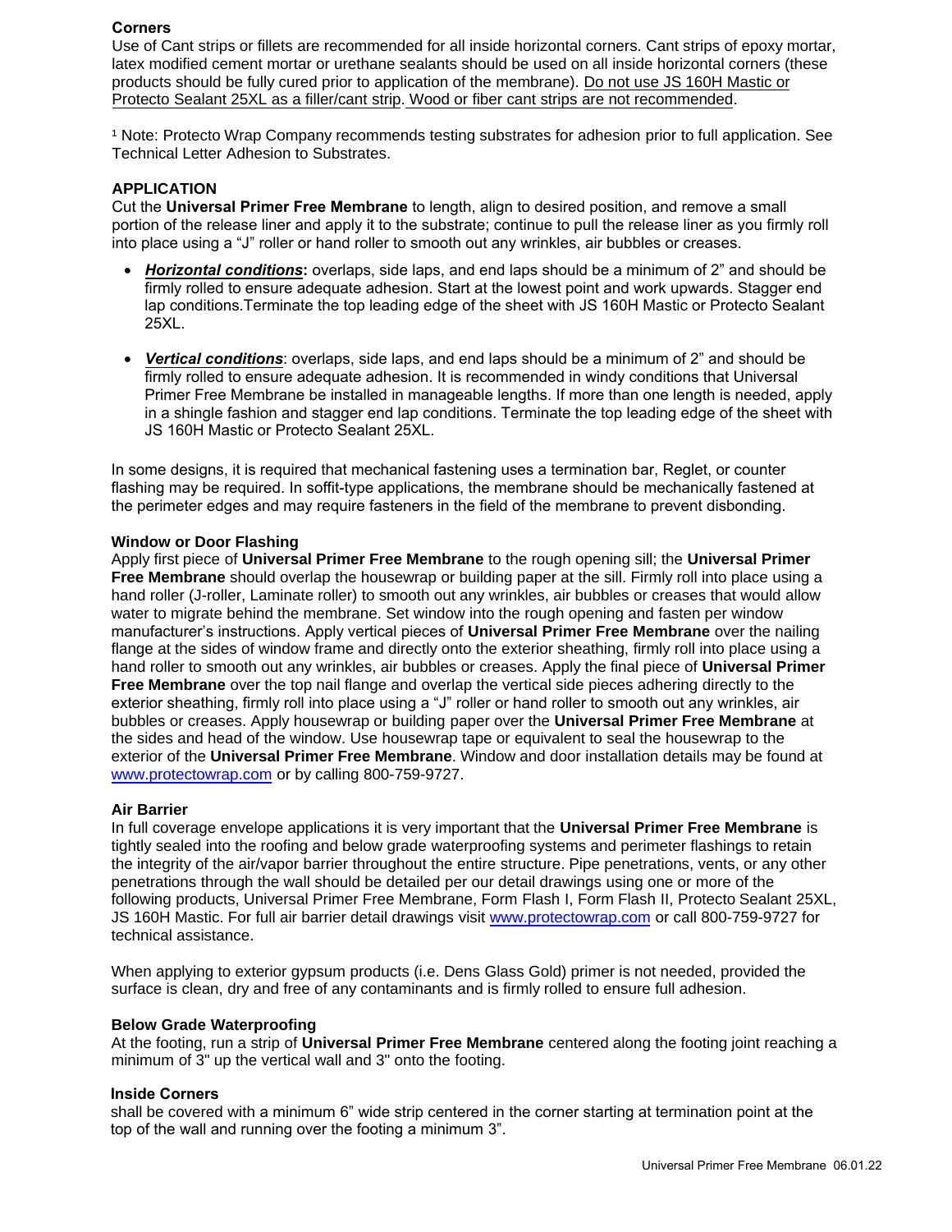**Corners**
Use of Cant strips or fillets are recommended for all inside horizontal corners. Cant strips of epoxy mortar, latex modified cement mortar or urethane sealants should be used on all inside horizontal corners (these products should be fully cured prior to application of the membrane). Do not use JS 160H Mastic or Protecto Sealant 25XL as a filler/cant strip. Wood or fiber cant strips are not recommended.

[1] Note: Protecto Wrap Company recommends testing substrates for adhesion prior to full application. See Technical Letter Adhesion to Substrates.

## APPLICATION

Cut the **Universal Primer Free Membrane** to length, align to desired position, and remove a small portion of the release liner and apply it to the substrate; continue to pull the release liner as you firmly roll into place using a "J" roller or hand roller to smooth out any wrinkles, air bubbles or creases.

- ***Horizontal conditions*****:** overlaps, side laps, and end laps should be a minimum of 2" and should be firmly rolled to ensure adequate adhesion. Start at the lowest point and work upwards. Stagger end lap conditions.Terminate the top leading edge of the sheet with JS 160H Mastic or Protecto Sealant 25XL.

- ***Vertical conditions***: overlaps, side laps, and end laps should be a minimum of 2" and should be firmly rolled to ensure adequate adhesion. It is recommended in windy conditions that Universal Primer Free Membrane be installed in manageable lengths. If more than one length is needed, apply in a shingle fashion and stagger end lap conditions. Terminate the top leading edge of the sheet with JS 160H Mastic or Protecto Sealant 25XL.

In some designs, it is required that mechanical fastening uses a termination bar, Reglet, or counter flashing may be required. In soffit-type applications, the membrane should be mechanically fastened at the perimeter edges and may require fasteners in the field of the membrane to prevent disbonding.

**Window or Door Flashing**
Apply first piece of **Universal Primer Free Membrane** to the rough opening sill; the **Universal Primer Free Membrane** should overlap the housewrap or building paper at the sill. Firmly roll into place using a hand roller (J-roller, Laminate roller) to smooth out any wrinkles, air bubbles or creases that would allow water to migrate behind the membrane. Set window into the rough opening and fasten per window manufacturer's instructions. Apply vertical pieces of **Universal Primer Free Membrane** over the nailing flange at the sides of window frame and directly onto the exterior sheathing, firmly roll into place using a hand roller to smooth out any wrinkles, air bubbles or creases. Apply the final piece of **Universal Primer Free Membrane** over the top nail flange and overlap the vertical side pieces adhering directly to the exterior sheathing, firmly roll into place using a "J" roller or hand roller to smooth out any wrinkles, air bubbles or creases. Apply housewrap or building paper over the **Universal Primer Free Membrane** at the sides and head of the window. Use housewrap tape or equivalent to seal the housewrap to the exterior of the **Universal Primer Free Membrane**. Window and door installation details may be found at www.protectowrap.com or by calling 800-759-9727.

**Air Barrier**
In full coverage envelope applications it is very important that the **Universal Primer Free Membrane** is tightly sealed into the roofing and below grade waterproofing systems and perimeter flashings to retain the integrity of the air/vapor barrier throughout the entire structure. Pipe penetrations, vents, or any other penetrations through the wall should be detailed per our detail drawings using one or more of the following products, Universal Primer Free Membrane, Form Flash I, Form Flash II, Protecto Sealant 25XL, JS 160H Mastic. For full air barrier detail drawings visit www.protectowrap.com or call 800-759-9727 for technical assistance.

When applying to exterior gypsum products (i.e. Dens Glass Gold) primer is not needed, provided the surface is clean, dry and free of any contaminants and is firmly rolled to ensure full adhesion.

**Below Grade Waterproofing**
At the footing, run a strip of **Universal Primer Free Membrane** centered along the footing joint reaching a minimum of 3" up the vertical wall and 3" onto the footing.

**Inside Corners**
shall be covered with a minimum 6" wide strip centered in the corner starting at termination point at the top of the wall and running over the footing a minimum 3".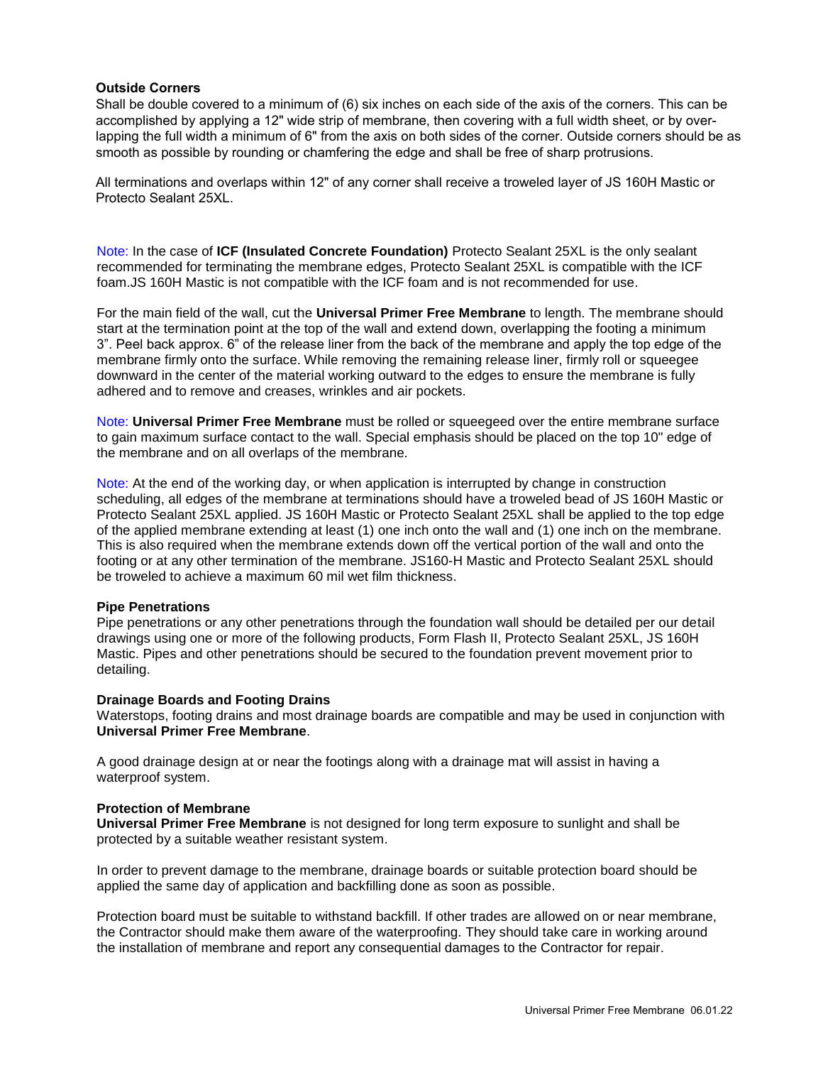**Outside Corners**

Shall be double covered to a minimum of (6) six inches on each side of the axis of the corners. This can be accomplished by applying a 12" wide strip of membrane, then covering with a full width sheet, or by over-lapping the full width a minimum of 6" from the axis on both sides of the corner. Outside corners should be as smooth as possible by rounding or chamfering the edge and shall be free of sharp protrusions.

All terminations and overlaps within 12" of any corner shall receive a troweled layer of JS 160H Mastic or Protecto Sealant 25XL.

Note: In the case of **ICF (Insulated Concrete Foundation)** Protecto Sealant 25XL is the only sealant recommended for terminating the membrane edges, Protecto Sealant 25XL is compatible with the ICF foam.JS 160H Mastic is not compatible with the ICF foam and is not recommended for use.

For the main field of the wall, cut the **Universal Primer Free Membrane** to length. The membrane should start at the termination point at the top of the wall and extend down, overlapping the footing a minimum 3". Peel back approx. 6" of the release liner from the back of the membrane and apply the top edge of the membrane firmly onto the surface. While removing the remaining release liner, firmly roll or squeegee downward in the center of the material working outward to the edges to ensure the membrane is fully adhered and to remove and creases, wrinkles and air pockets.

Note: **Universal Primer Free Membrane** must be rolled or squeegeed over the entire membrane surface to gain maximum surface contact to the wall. Special emphasis should be placed on the top 10" edge of the membrane and on all overlaps of the membrane.

Note: At the end of the working day, or when application is interrupted by change in construction scheduling, all edges of the membrane at terminations should have a troweled bead of JS 160H Mastic or Protecto Sealant 25XL applied. JS 160H Mastic or Protecto Sealant 25XL shall be applied to the top edge of the applied membrane extending at least (1) one inch onto the wall and (1) one inch on the membrane. This is also required when the membrane extends down off the vertical portion of the wall and onto the footing or at any other termination of the membrane. JS160-H Mastic and Protecto Sealant 25XL should be troweled to achieve a maximum 60 mil wet film thickness.

**Pipe Penetrations**

Pipe penetrations or any other penetrations through the foundation wall should be detailed per our detail drawings using one or more of the following products, Form Flash II, Protecto Sealant 25XL, JS 160H Mastic. Pipes and other penetrations should be secured to the foundation prevent movement prior to detailing.

**Drainage Boards and Footing Drains**

Waterstops, footing drains and most drainage boards are compatible and may be used in conjunction with **Universal Primer Free Membrane**.

A good drainage design at or near the footings along with a drainage mat will assist in having a waterproof system.

**Protection of Membrane**

**Universal Primer Free Membrane** is not designed for long term exposure to sunlight and shall be protected by a suitable weather resistant system.

In order to prevent damage to the membrane, drainage boards or suitable protection board should be applied the same day of application and backfilling done as soon as possible.

Protection board must be suitable to withstand backfill. If other trades are allowed on or near membrane, the Contractor should make them aware of the waterproofing. They should take care in working around the installation of membrane and report any consequential damages to the Contractor for repair.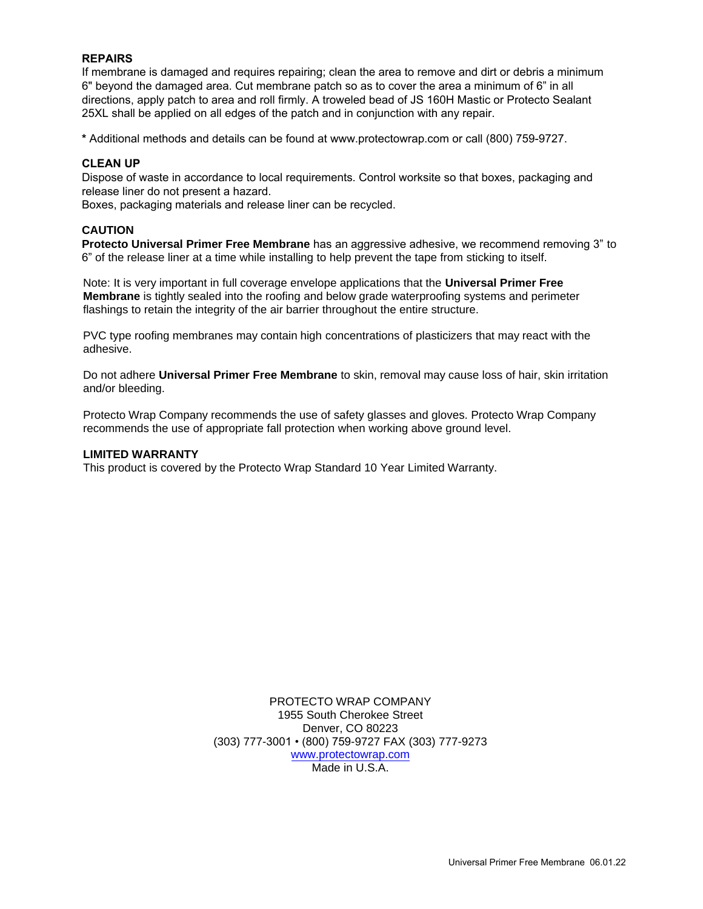## REPAIRS

If membrane is damaged and requires repairing; clean the area to remove and dirt or debris a minimum 6" beyond the damaged area. Cut membrane patch so as to cover the area a minimum of 6" in all directions, apply patch to area and roll firmly. A troweled bead of JS 160H Mastic or Protecto Sealant 25XL shall be applied on all edges of the patch and in conjunction with any repair.

**\*** Additional methods and details can be found at www.protectowrap.com or call (800) 759-9727.

## CLEAN UP

Dispose of waste in accordance to local requirements. Control worksite so that boxes, packaging and release liner do not present a hazard.
Boxes, packaging materials and release liner can be recycled.

## CAUTION

**Protecto Universal Primer Free Membrane** has an aggressive adhesive, we recommend removing 3" to 6" of the release liner at a time while installing to help prevent the tape from sticking to itself.

Note: It is very important in full coverage envelope applications that the **Universal Primer Free Membrane** is tightly sealed into the roofing and below grade waterproofing systems and perimeter flashings to retain the integrity of the air barrier throughout the entire structure.

PVC type roofing membranes may contain high concentrations of plasticizers that may react with the adhesive.

Do not adhere **Universal Primer Free Membrane** to skin, removal may cause loss of hair, skin irritation and/or bleeding.

Protecto Wrap Company recommends the use of safety glasses and gloves. Protecto Wrap Company recommends the use of appropriate fall protection when working above ground level.

## LIMITED WARRANTY

This product is covered by the Protecto Wrap Standard 10 Year Limited Warranty.

PROTECTO WRAP COMPANY
1955 South Cherokee Street
Denver, CO 80223
(303) 777-3001 • (800) 759-9727 FAX (303) 777-9273
www.protectowrap.com
Made in U.S.A.

Universal Primer Free Membrane 06.01.22